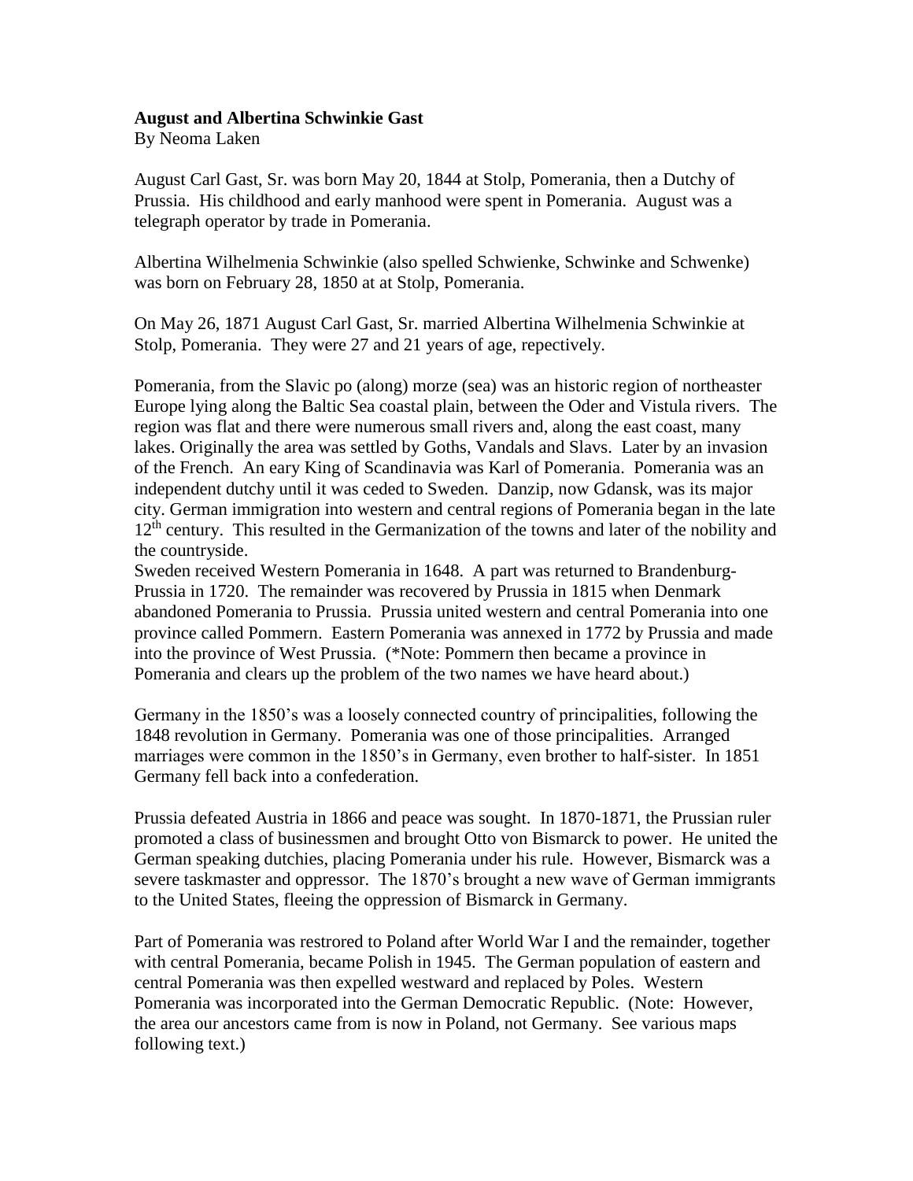**August and Albertina Schwinkie Gast**
By Neoma Laken

August Carl Gast, Sr. was born May 20, 1844 at Stolp, Pomerania, then a Dutchy of Prussia. His childhood and early manhood were spent in Pomerania. August was a telegraph operator by trade in Pomerania.

Albertina Wilhelmenia Schwinkie (also spelled Schwienke, Schwinke and Schwenke) was born on February 28, 1850 at at Stolp, Pomerania.

On May 26, 1871 August Carl Gast, Sr. married Albertina Wilhelmenia Schwinkie at Stolp, Pomerania. They were 27 and 21 years of age, repectively.

Pomerania, from the Slavic po (along) morze (sea) was an historic region of northeaster Europe lying along the Baltic Sea coastal plain, between the Oder and Vistula rivers. The region was flat and there were numerous small rivers and, along the east coast, many lakes. Originally the area was settled by Goths, Vandals and Slavs. Later by an invasion of the French. An eary King of Scandinavia was Karl of Pomerania. Pomerania was an independent dutchy until it was ceded to Sweden. Danzip, now Gdansk, was its major city. German immigration into western and central regions of Pomerania began in the late 12th century. This resulted in the Germanization of the towns and later of the nobility and the countryside.
Sweden received Western Pomerania in 1648. A part was returned to Brandenburg-Prussia in 1720. The remainder was recovered by Prussia in 1815 when Denmark abandoned Pomerania to Prussia. Prussia united western and central Pomerania into one province called Pommern. Eastern Pomerania was annexed in 1772 by Prussia and made into the province of West Prussia. (*Note: Pommern then became a province in Pomerania and clears up the problem of the two names we have heard about.)

Germany in the 1850's was a loosely connected country of principalities, following the 1848 revolution in Germany. Pomerania was one of those principalities. Arranged marriages were common in the 1850's in Germany, even brother to half-sister. In 1851 Germany fell back into a confederation.

Prussia defeated Austria in 1866 and peace was sought. In 1870-1871, the Prussian ruler promoted a class of businessmen and brought Otto von Bismarck to power. He united the German speaking dutchies, placing Pomerania under his rule. However, Bismarck was a severe taskmaster and oppressor. The 1870's brought a new wave of German immigrants to the United States, fleeing the oppression of Bismarck in Germany.

Part of Pomerania was restrored to Poland after World War I and the remainder, together with central Pomerania, became Polish in 1945. The German population of eastern and central Pomerania was then expelled westward and replaced by Poles. Western Pomerania was incorporated into the German Democratic Republic. (Note: However, the area our ancestors came from is now in Poland, not Germany. See various maps following text.)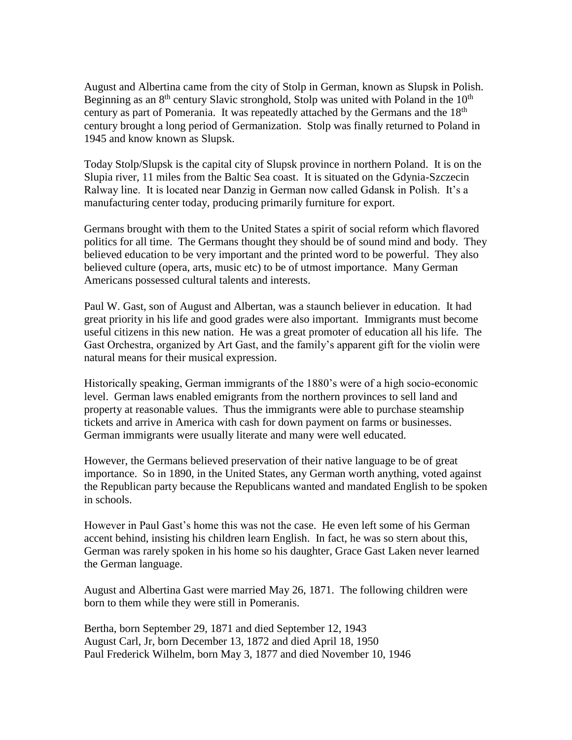August and Albertina came from the city of Stolp in German, known as Slupsk in Polish. Beginning as an 8th century Slavic stronghold, Stolp was united with Poland in the 10th century as part of Pomerania. It was repeatedly attached by the Germans and the 18th century brought a long period of Germanization. Stolp was finally returned to Poland in 1945 and know known as Slupsk.

Today Stolp/Slupsk is the capital city of Slupsk province in northern Poland. It is on the Slupia river, 11 miles from the Baltic Sea coast. It is situated on the Gdynia-Szczecin Ralway line. It is located near Danzig in German now called Gdansk in Polish. It's a manufacturing center today, producing primarily furniture for export.

Germans brought with them to the United States a spirit of social reform which flavored politics for all time. The Germans thought they should be of sound mind and body. They believed education to be very important and the printed word to be powerful. They also believed culture (opera, arts, music etc) to be of utmost importance. Many German Americans possessed cultural talents and interests.

Paul W. Gast, son of August and Albertan, was a staunch believer in education. It had great priority in his life and good grades were also important. Immigrants must become useful citizens in this new nation. He was a great promoter of education all his life. The Gast Orchestra, organized by Art Gast, and the family's apparent gift for the violin were natural means for their musical expression.

Historically speaking, German immigrants of the 1880's were of a high socio-economic level. German laws enabled emigrants from the northern provinces to sell land and property at reasonable values. Thus the immigrants were able to purchase steamship tickets and arrive in America with cash for down payment on farms or businesses. German immigrants were usually literate and many were well educated.

However, the Germans believed preservation of their native language to be of great importance. So in 1890, in the United States, any German worth anything, voted against the Republican party because the Republicans wanted and mandated English to be spoken in schools.

However in Paul Gast's home this was not the case. He even left some of his German accent behind, insisting his children learn English. In fact, he was so stern about this, German was rarely spoken in his home so his daughter, Grace Gast Laken never learned the German language.

August and Albertina Gast were married May 26, 1871. The following children were born to them while they were still in Pomeranis.

Bertha, born September 29, 1871 and died September 12, 1943
August Carl, Jr, born December 13, 1872 and died April 18, 1950
Paul Frederick Wilhelm, born May 3, 1877 and died November 10, 1946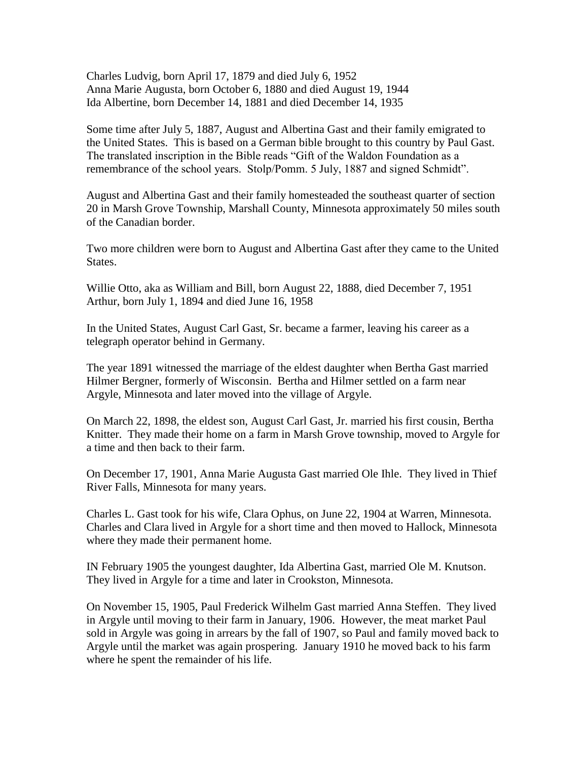Charles Ludvig, born April 17, 1879 and died July 6, 1952
Anna Marie Augusta, born October 6, 1880 and died August 19, 1944
Ida Albertine, born December 14, 1881 and died December 14, 1935

Some time after July 5, 1887, August and Albertina Gast and their family emigrated to the United States. This is based on a German bible brought to this country by Paul Gast. The translated inscription in the Bible reads "Gift of the Waldon Foundation as a remembrance of the school years. Stolp/Pomm. 5 July, 1887 and signed Schmidt".

August and Albertina Gast and their family homesteaded the southeast quarter of section 20 in Marsh Grove Township, Marshall County, Minnesota approximately 50 miles south of the Canadian border.

Two more children were born to August and Albertina Gast after they came to the United States.

Willie Otto, aka as William and Bill, born August 22, 1888, died December 7, 1951
Arthur, born July 1, 1894 and died June 16, 1958

In the United States, August Carl Gast, Sr. became a farmer, leaving his career as a telegraph operator behind in Germany.

The year 1891 witnessed the marriage of the eldest daughter when Bertha Gast married Hilmer Bergner, formerly of Wisconsin. Bertha and Hilmer settled on a farm near Argyle, Minnesota and later moved into the village of Argyle.

On March 22, 1898, the eldest son, August Carl Gast, Jr. married his first cousin, Bertha Knitter. They made their home on a farm in Marsh Grove township, moved to Argyle for a time and then back to their farm.

On December 17, 1901, Anna Marie Augusta Gast married Ole Ihle. They lived in Thief River Falls, Minnesota for many years.

Charles L. Gast took for his wife, Clara Ophus, on June 22, 1904 at Warren, Minnesota. Charles and Clara lived in Argyle for a short time and then moved to Hallock, Minnesota where they made their permanent home.

IN February 1905 the youngest daughter, Ida Albertina Gast, married Ole M. Knutson. They lived in Argyle for a time and later in Crookston, Minnesota.

On November 15, 1905, Paul Frederick Wilhelm Gast married Anna Steffen. They lived in Argyle until moving to their farm in January, 1906. However, the meat market Paul sold in Argyle was going in arrears by the fall of 1907, so Paul and family moved back to Argyle until the market was again prospering. January 1910 he moved back to his farm where he spent the remainder of his life.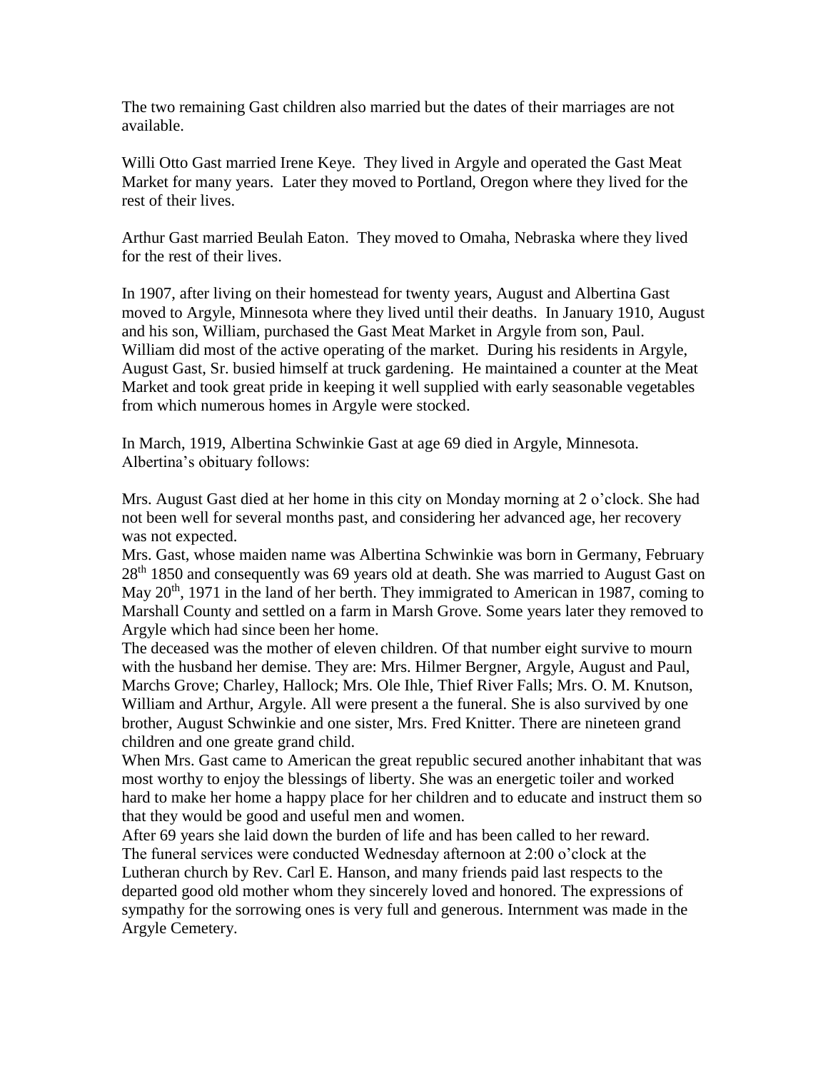The two remaining Gast children also married but the dates of their marriages are not available.

Willi Otto Gast married Irene Keye. They lived in Argyle and operated the Gast Meat Market for many years. Later they moved to Portland, Oregon where they lived for the rest of their lives.

Arthur Gast married Beulah Eaton. They moved to Omaha, Nebraska where they lived for the rest of their lives.

In 1907, after living on their homestead for twenty years, August and Albertina Gast moved to Argyle, Minnesota where they lived until their deaths. In January 1910, August and his son, William, purchased the Gast Meat Market in Argyle from son, Paul. William did most of the active operating of the market. During his residents in Argyle, August Gast, Sr. busied himself at truck gardening. He maintained a counter at the Meat Market and took great pride in keeping it well supplied with early seasonable vegetables from which numerous homes in Argyle were stocked.

In March, 1919, Albertina Schwinkie Gast at age 69 died in Argyle, Minnesota. Albertina's obituary follows:

Mrs. August Gast died at her home in this city on Monday morning at 2 o'clock. She had not been well for several months past, and considering her advanced age, her recovery was not expected.

Mrs. Gast, whose maiden name was Albertina Schwinkie was born in Germany, February 28th 1850 and consequently was 69 years old at death. She was married to August Gast on May 20th, 1971 in the land of her berth. They immigrated to American in 1987, coming to Marshall County and settled on a farm in Marsh Grove. Some years later they removed to Argyle which had since been her home.

The deceased was the mother of eleven children. Of that number eight survive to mourn with the husband her demise. They are: Mrs. Hilmer Bergner, Argyle, August and Paul, Marchs Grove; Charley, Hallock; Mrs. Ole Ihle, Thief River Falls; Mrs. O. M. Knutson, William and Arthur, Argyle. All were present a the funeral. She is also survived by one brother, August Schwinkie and one sister, Mrs. Fred Knitter. There are nineteen grand children and one greate grand child.

When Mrs. Gast came to American the great republic secured another inhabitant that was most worthy to enjoy the blessings of liberty. She was an energetic toiler and worked hard to make her home a happy place for her children and to educate and instruct them so that they would be good and useful men and women.

After 69 years she laid down the burden of life and has been called to her reward.

The funeral services were conducted Wednesday afternoon at 2:00 o'clock at the Lutheran church by Rev. Carl E. Hanson, and many friends paid last respects to the departed good old mother whom they sincerely loved and honored. The expressions of sympathy for the sorrowing ones is very full and generous. Internment was made in the Argyle Cemetery.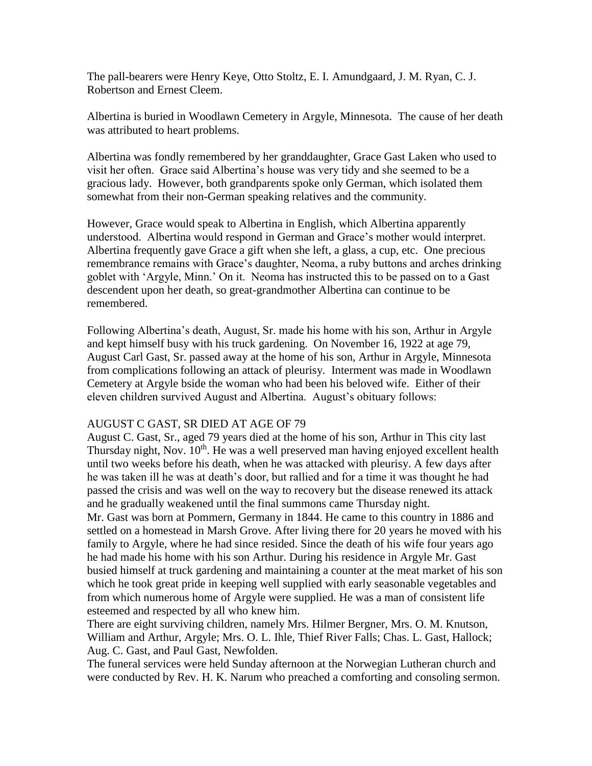The pall-bearers were Henry Keye, Otto Stoltz, E. I. Amundgaard, J. M. Ryan, C. J. Robertson and Ernest Cleem.

Albertina is buried in Woodlawn Cemetery in Argyle, Minnesota. The cause of her death was attributed to heart problems.

Albertina was fondly remembered by her granddaughter, Grace Gast Laken who used to visit her often. Grace said Albertina's house was very tidy and she seemed to be a gracious lady. However, both grandparents spoke only German, which isolated them somewhat from their non-German speaking relatives and the community.

However, Grace would speak to Albertina in English, which Albertina apparently understood. Albertina would respond in German and Grace's mother would interpret. Albertina frequently gave Grace a gift when she left, a glass, a cup, etc. One precious remembrance remains with Grace's daughter, Neoma, a ruby buttons and arches drinking goblet with 'Argyle, Minn.' On it. Neoma has instructed this to be passed on to a Gast descendent upon her death, so great-grandmother Albertina can continue to be remembered.

Following Albertina's death, August, Sr. made his home with his son, Arthur in Argyle and kept himself busy with his truck gardening. On November 16, 1922 at age 79, August Carl Gast, Sr. passed away at the home of his son, Arthur in Argyle, Minnesota from complications following an attack of pleurisy. Interment was made in Woodlawn Cemetery at Argyle bside the woman who had been his beloved wife. Either of their eleven children survived August and Albertina. August's obituary follows:

AUGUST C GAST, SR DIED AT AGE OF 79

August C. Gast, Sr., aged 79 years died at the home of his son, Arthur in This city last Thursday night, Nov. 10th. He was a well preserved man having enjoyed excellent health until two weeks before his death, when he was attacked with pleurisy. A few days after he was taken ill he was at death's door, but rallied and for a time it was thought he had passed the crisis and was well on the way to recovery but the disease renewed its attack and he gradually weakened until the final summons came Thursday night.

Mr. Gast was born at Pommern, Germany in 1844. He came to this country in 1886 and settled on a homestead in Marsh Grove. After living there for 20 years he moved with his family to Argyle, where he had since resided. Since the death of his wife four years ago he had made his home with his son Arthur. During his residence in Argyle Mr. Gast busied himself at truck gardening and maintaining a counter at the meat market of his son which he took great pride in keeping well supplied with early seasonable vegetables and from which numerous home of Argyle were supplied. He was a man of consistent life esteemed and respected by all who knew him.

There are eight surviving children, namely Mrs. Hilmer Bergner, Mrs. O. M. Knutson, William and Arthur, Argyle; Mrs. O. L. Ihle, Thief River Falls; Chas. L. Gast, Hallock; Aug. C. Gast, and Paul Gast, Newfolden.

The funeral services were held Sunday afternoon at the Norwegian Lutheran church and were conducted by Rev. H. K. Narum who preached a comforting and consoling sermon.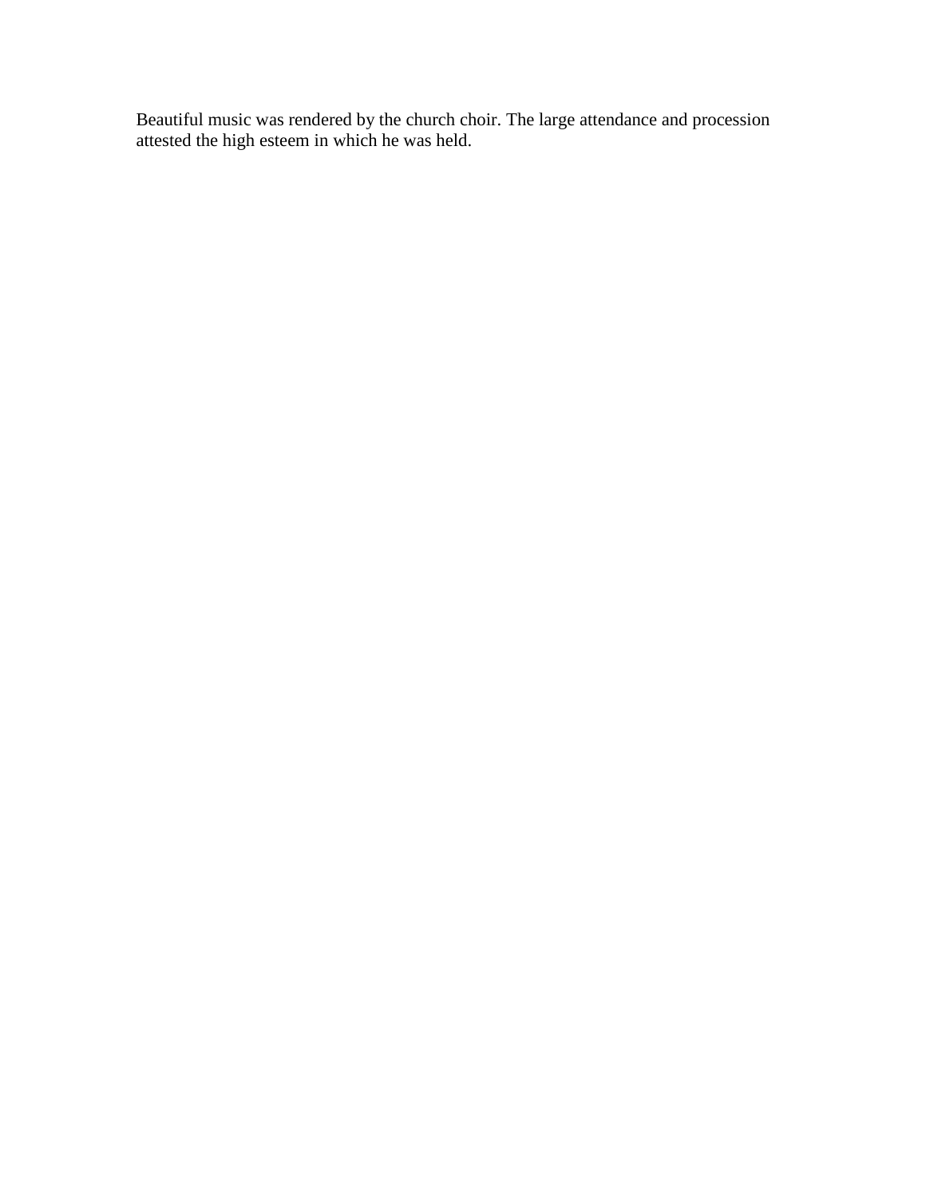Beautiful music was rendered by the church choir. The large attendance and procession attested the high esteem in which he was held.